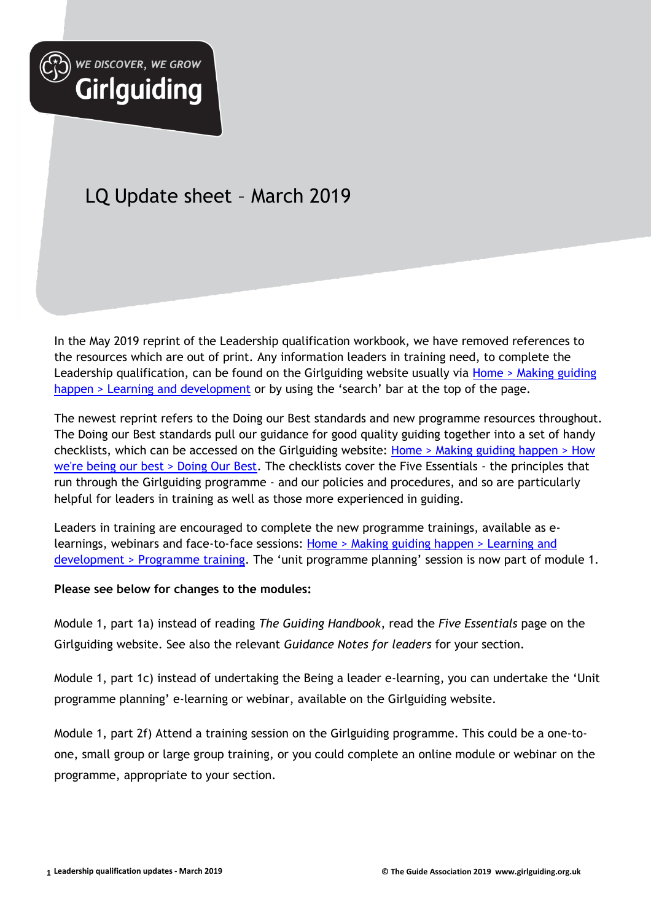WE DISCOVER, WE GROW
Girlguiding

# LQ Update sheet – March 2019

In the May 2019 reprint of the Leadership qualification workbook, we have removed references to the resources which are out of print. Any information leaders in training need, to complete the Leadership qualification, can be found on the Girlguiding website usually via Home > Making guiding happen > Learning and development or by using the 'search' bar at the top of the page.

The newest reprint refers to the Doing our Best standards and new programme resources throughout. The Doing our Best standards pull our guidance for good quality guiding together into a set of handy checklists, which can be accessed on the Girlguiding website: Home > Making guiding happen > How we're being our best > Doing Our Best. The checklists cover the Five Essentials - the principles that run through the Girlguiding programme - and our policies and procedures, and so are particularly helpful for leaders in training as well as those more experienced in guiding.

Leaders in training are encouraged to complete the new programme trainings, available as e-learnings, webinars and face-to-face sessions: Home > Making guiding happen > Learning and development > Programme training. The 'unit programme planning' session is now part of module 1.

**Please see below for changes to the modules:**

Module 1, part 1a) instead of reading *The Guiding Handbook*, read the *Five Essentials* page on the Girlguiding website. See also the relevant *Guidance Notes for leaders* for your section.

Module 1, part 1c) instead of undertaking the Being a leader e-learning, you can undertake the 'Unit programme planning' e-learning or webinar, available on the Girlguiding website.

Module 1, part 2f) Attend a training session on the Girlguiding programme. This could be a one-to-one, small group or large group training, or you could complete an online module or webinar on the programme, appropriate to your section.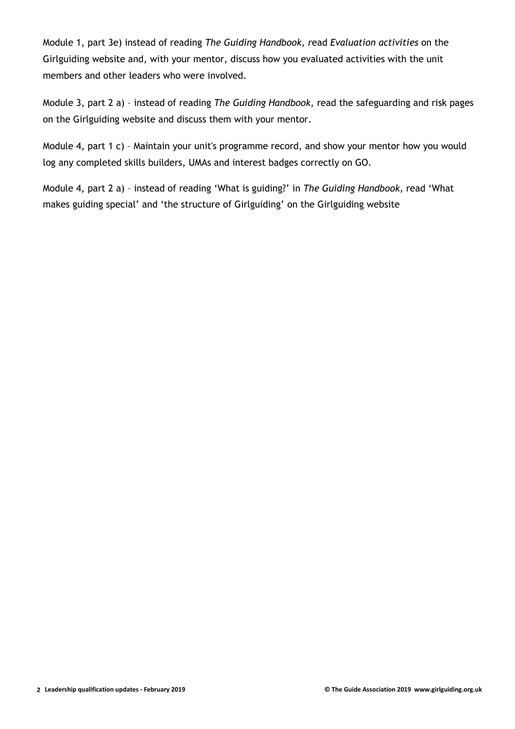Module 1, part 3e) instead of reading *The Guiding Handbook, r*ead *Evaluation activities* on the Girlguiding website and, with your mentor, discuss how you evaluated activities with the unit members and other leaders who were involved.

Module 3, part 2 a) – instead of reading *The Guiding Handbook,* read the safeguarding and risk pages on the Girlguiding website and discuss them with your mentor.

Module 4, part 1 c) – Maintain your unit's programme record, and show your mentor how you would log any completed skills builders, UMAs and interest badges correctly on GO.

Module 4, part 2 a) – instead of reading 'What is guiding?' in *The Guiding Handbook,* read 'What makes guiding special' and 'the structure of Girlguiding' on the Girlguiding website